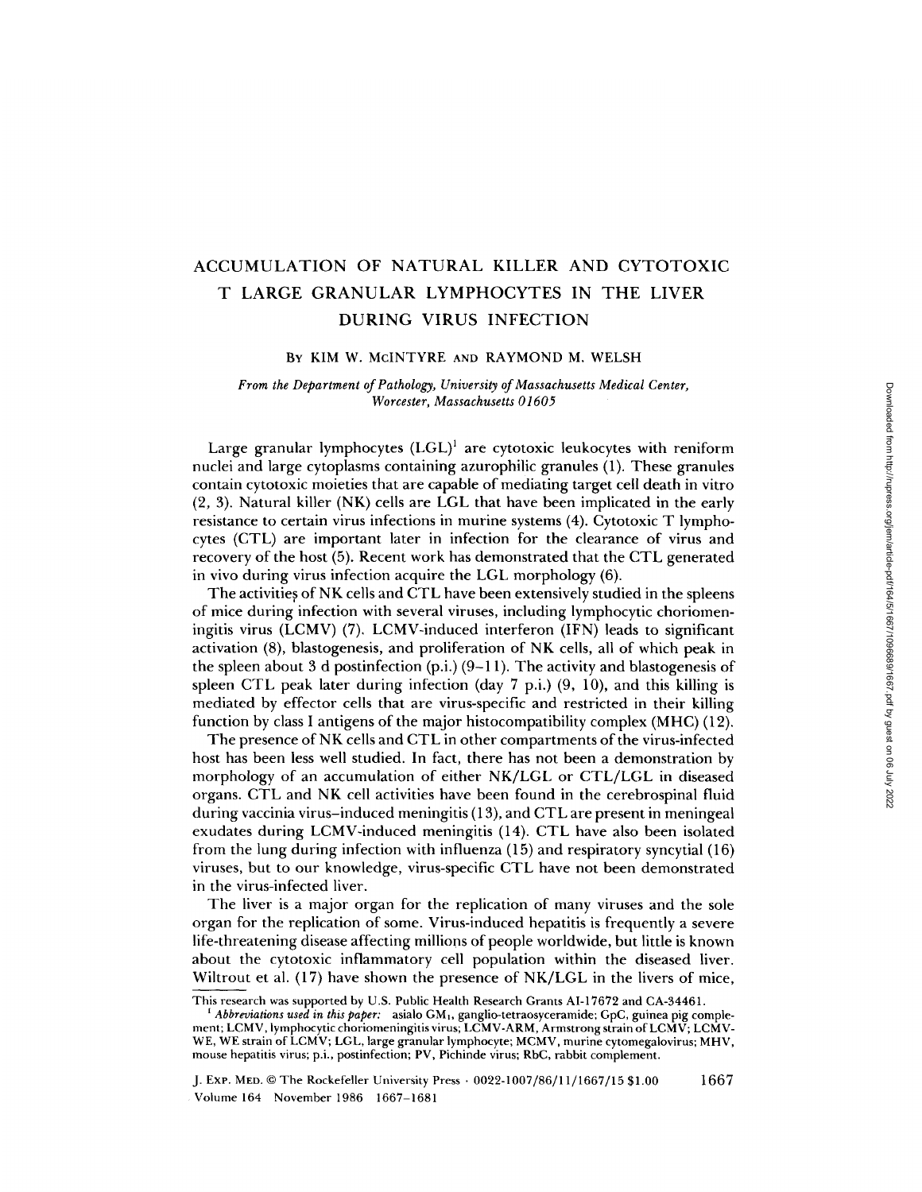# ACCUMULATION OF NATURAL KILLER AND CYTOTOXIC T LARGE GRANULAR LYMPHOCYTES IN THE LIVER DURING VIRUS INFECTION

By KIM W. McINTYRE AND RAYMOND M. WELSH

*From the Department of Pathology, University of Massachusetts Medical Center, Worcester, Massachusetts 01605*

Large granular lymphocytes (LGL)[1] are cytotoxic leukocytes with reniform nuclei and large cytoplasms containing azurophilic granules (1). These granules contain cytotoxic moieties that are capable of mediating target cell death in vitro (2, 3). Natural killer (NK) cells are LGL that have been implicated in the early resistance to certain virus infections in murine systems (4). Cytotoxic T lymphocytes (CTL) are important later in infection for the clearance of virus and recovery of the host (5). Recent work has demonstrated that the CTL generated in vivo during virus infection acquire the LGL morphology (6).

The activities of NK cells and CTL have been extensively studied in the spleens of mice during infection with several viruses, including lymphocytic choriomeningitis virus (LCMV) (7). LCMV-induced interferon (IFN) leads to significant activation (8), blastogenesis, and proliferation of NK cells, all of which peak in the spleen about 3 d postinfection (p.i.) (9–11). The activity and blastogenesis of spleen CTL peak later during infection (day 7 p.i.) (9, 10), and this killing is mediated by effector cells that are virus-specific and restricted in their killing function by class I antigens of the major histocompatibility complex (MHC) (12).

The presence of NK cells and CTL in other compartments of the virus-infected host has been less well studied. In fact, there has not been a demonstration by morphology of an accumulation of either NK/LGL or CTL/LGL in diseased organs. CTL and NK cell activities have been found in the cerebrospinal fluid during vaccinia virus–induced meningitis (13), and CTL are present in meningeal exudates during LCMV-induced meningitis (14). CTL have also been isolated from the lung during infection with influenza (15) and respiratory syncytial (16) viruses, but to our knowledge, virus-specific CTL have not been demonstrated in the virus-infected liver.

The liver is a major organ for the replication of many viruses and the sole organ for the replication of some. Virus-induced hepatitis is frequently a severe life-threatening disease affecting millions of people worldwide, but little is known about the cytotoxic inflammatory cell population within the diseased liver. Wiltrout et al. (17) have shown the presence of NK/LGL in the livers of mice,

---

This research was supported by U.S. Public Health Research Grants AI-17672 and CA-34461.

[1] *Abbreviations used in this paper:* asialo $GM_1$, ganglio-tetraosyceramide; GpC, guinea pig complement; LCMV, lymphocytic choriomeningitis virus; LCMV-ARM, Armstrong strain of LCMV; LCMV-WE, WE strain of LCMV; LGL, large granular lymphocyte; MCMV, murine cytomegalovirus; MHV, mouse hepatitis virus; p.i., postinfection; PV, Pichinde virus; RbC, rabbit complement.

J. EXP. MED. © The Rockefeller University Press · 0022-1007/86/11/1667/15 $1.00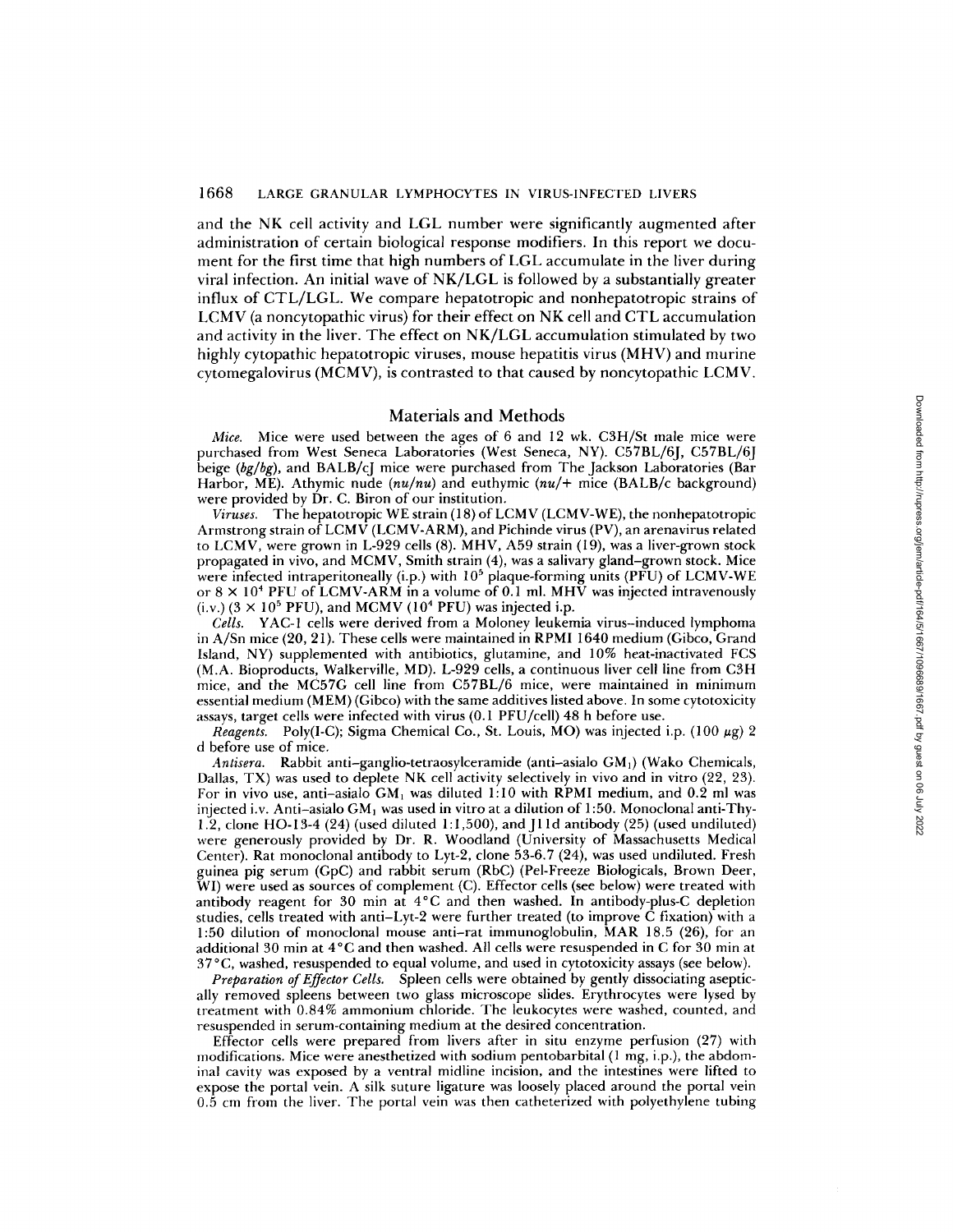and the NK cell activity and LGL number were significantly augmented after administration of certain biological response modifiers. In this report we document for the first time that high numbers of LGL accumulate in the liver during viral infection. An initial wave of NK/LGL is followed by a substantially greater influx of CTL/LGL. We compare hepatotropic and nonhepatotropic strains of LCMV (a noncytopathic virus) for their effect on NK cell and CTL accumulation and activity in the liver. The effect on NK/LGL accumulation stimulated by two highly cytopathic hepatotropic viruses, mouse hepatitis virus (MHV) and murine cytomegalovirus (MCMV), is contrasted to that caused by noncytopathic LCMV.

## Materials and Methods

*Mice.* Mice were used between the ages of 6 and 12 wk. C3H/St male mice were purchased from West Seneca Laboratories (West Seneca, NY). C57BL/6J, C57BL/6J beige (*bg/bg*), and BALB/cJ mice were purchased from The Jackson Laboratories (Bar Harbor, ME). Athymic nude (*nu/nu*) and euthymic (*nu/+* mice (BALB/c background) were provided by Dr. C. Biron of our institution.

*Viruses.* The hepatotropic WE strain (18) of LCMV (LCMV-WE), the nonhepatotropic Armstrong strain of LCMV (LCMV-ARM), and Pichinde virus (PV), an arenavirus related to LCMV, were grown in L-929 cells (8). MHV, A59 strain (19), was a liver-grown stock propagated in vivo, and MCMV, Smith strain (4), was a salivary gland–grown stock. Mice were infected intraperitoneally (i.p.) with $10^5$ plaque-forming units (PFU) of LCMV-WE or $8 \times 10^4$ PFU of LCMV-ARM in a volume of 0.1 ml. MHV was injected intravenously (i.v.) ($3 \times 10^5$ PFU), and MCMV ($10^4$ PFU) was injected i.p.

*Cells.* YAC-1 cells were derived from a Moloney leukemia virus–induced lymphoma in A/Sn mice (20, 21). These cells were maintained in RPMI 1640 medium (Gibco, Grand Island, NY) supplemented with antibiotics, glutamine, and 10% heat-inactivated FCS (M.A. Bioproducts, Walkerville, MD). L-929 cells, a continuous liver cell line from C3H mice, and the MC57G cell line from C57BL/6 mice, were maintained in minimum essential medium (MEM) (Gibco) with the same additives listed above. In some cytotoxicity assays, target cells were infected with virus (0.1 PFU/cell) 48 h before use.

*Reagents.* Poly(I-C); Sigma Chemical Co., St. Louis, MO) was injected i.p. (100 μg) 2 d before use of mice.

*Antisera.* Rabbit anti–ganglio-tetraosylceramide (anti–asialo $GM_1$) (Wako Chemicals, Dallas, TX) was used to deplete NK cell activity selectively in vivo and in vitro (22, 23). For in vivo use, anti–asialo $GM_1$ was diluted 1:10 with RPMI medium, and 0.2 ml was injected i.v. Anti–asialo $GM_1$ was used in vitro at a dilution of 1:50. Monoclonal anti-Thy-1.2, clone HO-13-4 (24) (used diluted 1:1,500), and J11d antibody (25) (used undiluted) were generously provided by Dr. R. Woodland (University of Massachusetts Medical Center). Rat monoclonal antibody to Lyt-2, clone 53-6.7 (24), was used undiluted. Fresh guinea pig serum (GpC) and rabbit serum (RbC) (Pel-Freeze Biologicals, Brown Deer, WI) were used as sources of complement (C). Effector cells (see below) were treated with antibody reagent for 30 min at 4°C and then washed. In antibody-plus-C depletion studies, cells treated with anti–Lyt-2 were further treated (to improve C fixation) with a 1:50 dilution of monoclonal mouse anti-rat immunoglobulin, MAR 18.5 (26), for an additional 30 min at 4°C and then washed. All cells were resuspended in C for 30 min at 37°C, washed, resuspended to equal volume, and used in cytotoxicity assays (see below).

*Preparation of Effector Cells.* Spleen cells were obtained by gently dissociating aseptically removed spleens between two glass microscope slides. Erythrocytes were lysed by treatment with 0.84% ammonium chloride. The leukocytes were washed, counted, and resuspended in serum-containing medium at the desired concentration.

Effector cells were prepared from livers after in situ enzyme perfusion (27) with modifications. Mice were anesthetized with sodium pentobarbital (1 mg, i.p.), the abdominal cavity was exposed by a ventral midline incision, and the intestines were lifted to expose the portal vein. A silk suture ligature was loosely placed around the portal vein 0.5 cm from the liver. The portal vein was then catheterized with polyethylene tubing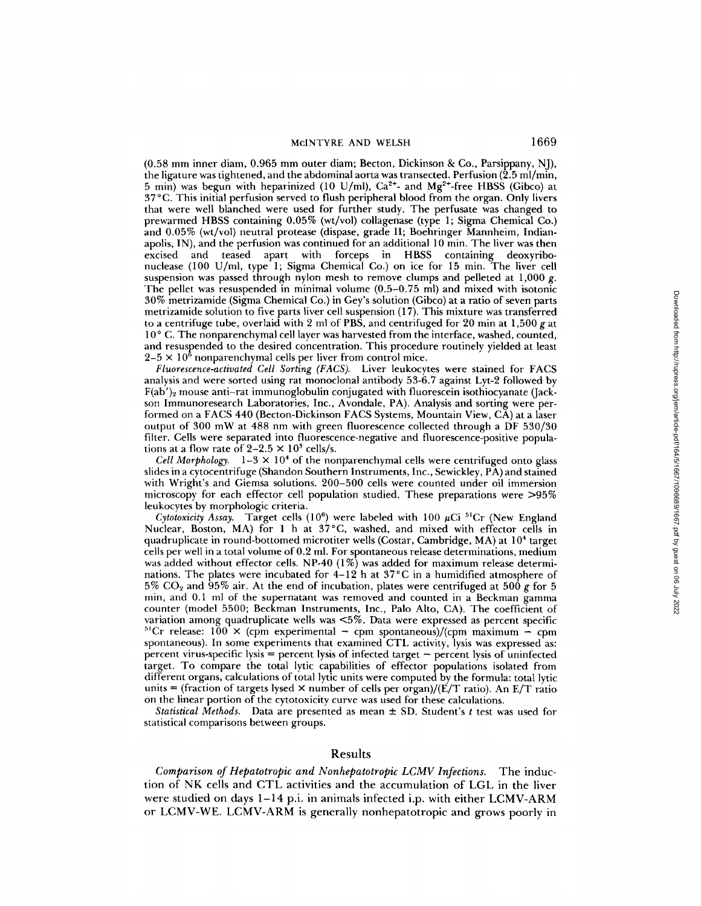(0.58 mm inner diam, 0.965 mm outer diam; Becton, Dickinson & Co., Parsippany, NJ), the ligature was tightened, and the abdominal aorta was transected. Perfusion (2.5 ml/min, 5 min) was begun with heparinized (10 U/ml), $Ca^{2+}$- and $Mg^{2+}$-free HBSS (Gibco) at 37°C. This initial perfusion served to flush peripheral blood from the organ. Only livers that were well blanched were used for further study. The perfusate was changed to prewarmed HBSS containing 0.05% (wt/vol) collagenase (type 1; Sigma Chemical Co.) and 0.05% (wt/vol) neutral protease (dispase, grade II; Boehringer Mannheim, Indianapolis, IN), and the perfusion was continued for an additional 10 min. The liver was then excised and teased apart with forceps in HBSS containing deoxyribonuclease (100 U/ml, type 1; Sigma Chemical Co.) on ice for 15 min. The liver cell suspension was passed through nylon mesh to remove clumps and pelleted at 1,000 *g*. The pellet was resuspended in minimal volume (0.5–0.75 ml) and mixed with isotonic 30% metrizamide (Sigma Chemical Co.) in Gey's solution (Gibco) at a ratio of seven parts metrizamide solution to five parts liver cell suspension (17). This mixture was transferred to a centrifuge tube, overlaid with 2 ml of PBS, and centrifuged for 20 min at 1,500 *g* at 10° C. The nonparenchymal cell layer was harvested from the interface, washed, counted, and resuspended to the desired concentration. This procedure routinely yielded at least $2–5 \times 10^6$ nonparenchymal cells per liver from control mice.

*Fluorescence-activated Cell Sorting (FACS).* Liver leukocytes were stained for FACS analysis and were sorted using rat monoclonal antibody 53-6.7 against Lyt-2 followed by $F(ab')_2$ mouse anti-rat immunoglobulin conjugated with fluorescein isothiocyanate (Jackson Immunoresearch Laboratories, Inc., Avondale, PA). Analysis and sorting were performed on a FACS 440 (Becton-Dickinson FACS Systems, Mountain View, CA) at a laser output of 300 mW at 488 nm with green fluorescence collected through a DF 530/30 filter. Cells were separated into fluorescence-negative and fluorescence-positive populations at a flow rate of $2–2.5 \times 10^3$ cells/s.

*Cell Morphology.* $1–3 \times 10^4$ of the nonparenchymal cells were centrifuged onto glass slides in a cytocentrifuge (Shandon Southern Instruments, Inc., Sewickley, PA) and stained with Wright's and Giemsa solutions. 200–500 cells were counted under oil immersion microscopy for each effector cell population studied. These preparations were >95% leukocytes by morphologic criteria.

*Cytotoxicity Assay.* Target cells ($10^6$) were labeled with 100 $\mu$Ci $^{51}$Cr (New England Nuclear, Boston, MA) for 1 h at 37°C, washed, and mixed with effector cells in quadruplicate in round-bottomed microtiter wells (Costar, Cambridge, MA) at $10^4$ target cells per well in a total volume of 0.2 ml. For spontaneous release determinations, medium was added without effector cells. NP-40 (1%) was added for maximum release determinations. The plates were incubated for 4–12 h at 37°C in a humidified atmosphere of 5% $CO_2$ and 95% air. At the end of incubation, plates were centrifuged at 500 *g* for 5 min, and 0.1 ml of the supernatant was removed and counted in a Beckman gamma counter (model 5500; Beckman Instruments, Inc., Palo Alto, CA). The coefficient of variation among quadruplicate wells was <5%. Data were expressed as percent specific $^{51}$Cr release: $100 \times$ (cpm experimental − cpm spontaneous)/(cpm maximum − cpm spontaneous). In some experiments that examined CTL activity, lysis was expressed as: percent virus-specific lysis = percent lysis of infected target − percent lysis of uninfected target. To compare the total lytic capabilities of effector populations isolated from different organs, calculations of total lytic units were computed by the formula: total lytic units = (fraction of targets lysed × number of cells per organ)/(E/T ratio). An E/T ratio on the linear portion of the cytotoxicity curve was used for these calculations.

*Statistical Methods.* Data are presented as mean ± SD. Student's *t* test was used for statistical comparisons between groups.

## Results

*Comparison of Hepatotropic and Nonhepatotropic LCMV Infections.* The induction of NK cells and CTL activities and the accumulation of LGL in the liver were studied on days 1–14 p.i. in animals infected i.p. with either LCMV-ARM or LCMV-WE. LCMV-ARM is generally nonhepatotropic and grows poorly in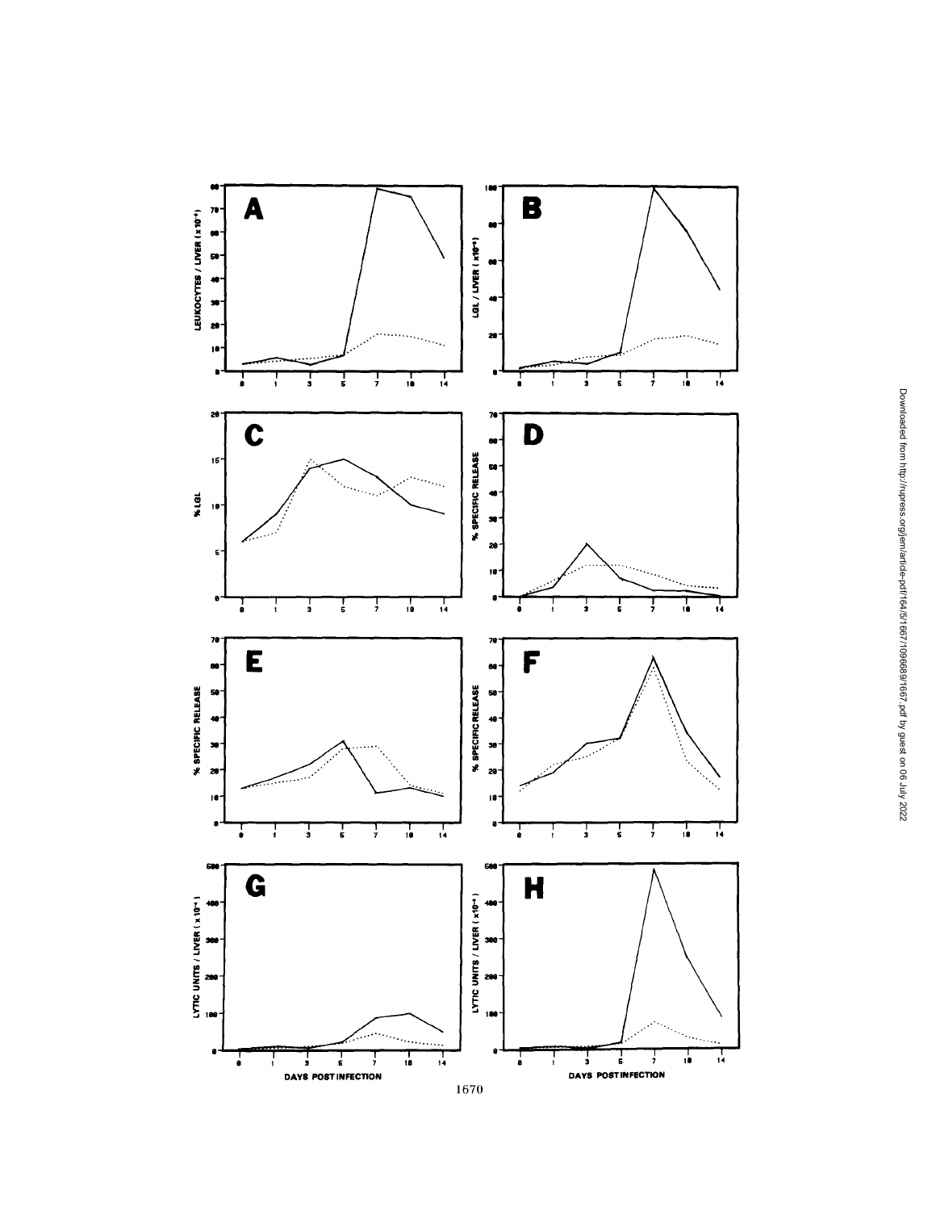A

LEUKOCYTES / LIVER ( x 10⁻⁴ )

0 10 20 30 40 50 60 70 80

B

LGL / LIVER ( x10⁻⁴ )

0 20 40 60 80 100

C

% LGL

0 5 10 15 20

D

% SPECIFIC RELEASE

0 10 20 30 40 50 60 70

E

% SPECIFIC RELEASE

0 10 20 30 40 50 60 70

F

% SPECIFIC RELEASE

0 10 20 30 40 50 60 70

G

LYTIC UNITS / LIVER ( x 10⁻⁴ )

0 100 200 300 400 500

DAYS POSTINFECTION

0 1 3 5 7 10 14

H

LYTIC UNITS / LIVER ( x10⁻⁴ )

0 100 200 300 400 500

DAYS POSTINFECTION

0 1 3 5 7 10 14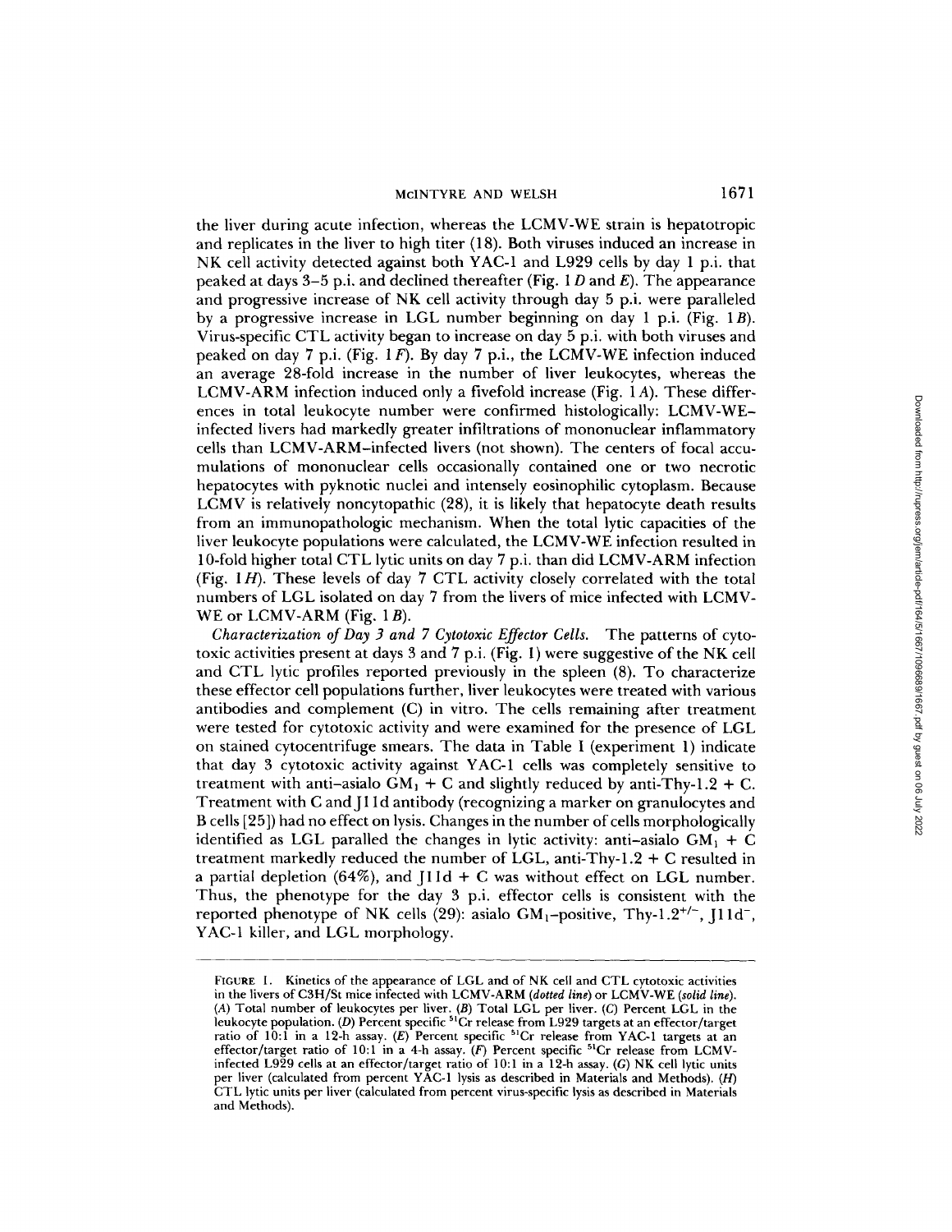the liver during acute infection, whereas the LCMV-WE strain is hepatotropic and replicates in the liver to high titer (18). Both viruses induced an increase in NK cell activity detected against both YAC-1 and L929 cells by day 1 p.i. that peaked at days 3–5 p.i. and declined thereafter (Fig. 1 *D* and *E*). The appearance and progressive increase of NK cell activity through day 5 p.i. were paralleled by a progressive increase in LGL number beginning on day 1 p.i. (Fig. 1*B*). Virus-specific CTL activity began to increase on day 5 p.i. with both viruses and peaked on day 7 p.i. (Fig. 1*F*). By day 7 p.i., the LCMV-WE infection induced an average 28-fold increase in the number of liver leukocytes, whereas the LCMV-ARM infection induced only a fivefold increase (Fig. 1*A*). These differences in total leukocyte number were confirmed histologically: LCMV-WE–infected livers had markedly greater infiltrations of mononuclear inflammatory cells than LCMV-ARM–infected livers (not shown). The centers of focal accumulations of mononuclear cells occasionally contained one or two necrotic hepatocytes with pyknotic nuclei and intensely eosinophilic cytoplasm. Because LCMV is relatively noncytopathic (28), it is likely that hepatocyte death results from an immunopathologic mechanism. When the total lytic capacities of the liver leukocyte populations were calculated, the LCMV-WE infection resulted in 10-fold higher total CTL lytic units on day 7 p.i. than did LCMV-ARM infection (Fig. 1*H*). These levels of day 7 CTL activity closely correlated with the total numbers of LGL isolated on day 7 from the livers of mice infected with LCMV-WE or LCMV-ARM (Fig. 1*B*).

*Characterization of Day 3 and 7 Cytotoxic Effector Cells.* The patterns of cytotoxic activities present at days 3 and 7 p.i. (Fig. 1) were suggestive of the NK cell and CTL lytic profiles reported previously in the spleen (8). To characterize these effector cell populations further, liver leukocytes were treated with various antibodies and complement (C) in vitro. The cells remaining after treatment were tested for cytotoxic activity and were examined for the presence of LGL on stained cytocentrifuge smears. The data in Table I (experiment 1) indicate that day 3 cytotoxic activity against YAC-1 cells was completely sensitive to treatment with anti–asialo $GM_1$ + C and slightly reduced by anti-Thy-1.2 + C. Treatment with C and J11d antibody (recognizing a marker on granulocytes and B cells [25]) had no effect on lysis. Changes in the number of cells morphologically identified as LGL paralleled the changes in lytic activity: anti–asialo $GM_1$ + C treatment markedly reduced the number of LGL, anti-Thy-1.2 + C resulted in a partial depletion (64%), and J11d + C was without effect on LGL number. Thus, the phenotype for the day 3 p.i. effector cells is consistent with the reported phenotype of NK cells (29): asialo $GM_1$–positive, Thy-$1.2^{+/-}$, J11d$^-$, YAC-1 killer, and LGL morphology.

FIGURE 1. Kinetics of the appearance of LGL and of NK cell and CTL cytotoxic activities in the livers of C3H/St mice infected with LCMV-ARM (*dotted line*) or LCMV-WE (*solid line*). (*A*) Total number of leukocytes per liver. (*B*) Total LGL per liver. (*C*) Percent LGL in the leukocyte population. (*D*) Percent specific $^{51}$Cr release from L929 targets at an effector/target ratio of 10:1 in a 12-h assay. (*E*) Percent specific $^{51}$Cr release from YAC-1 targets at an effector/target ratio of 10:1 in a 4-h assay. (*F*) Percent specific $^{51}$Cr release from LCMV-infected L929 cells at an effector/target ratio of 10:1 in a 12-h assay. (*G*) NK cell lytic units per liver (calculated from percent YAC-1 lysis as described in Materials and Methods). (*H*) CTL lytic units per liver (calculated from percent virus-specific lysis as described in Materials and Methods).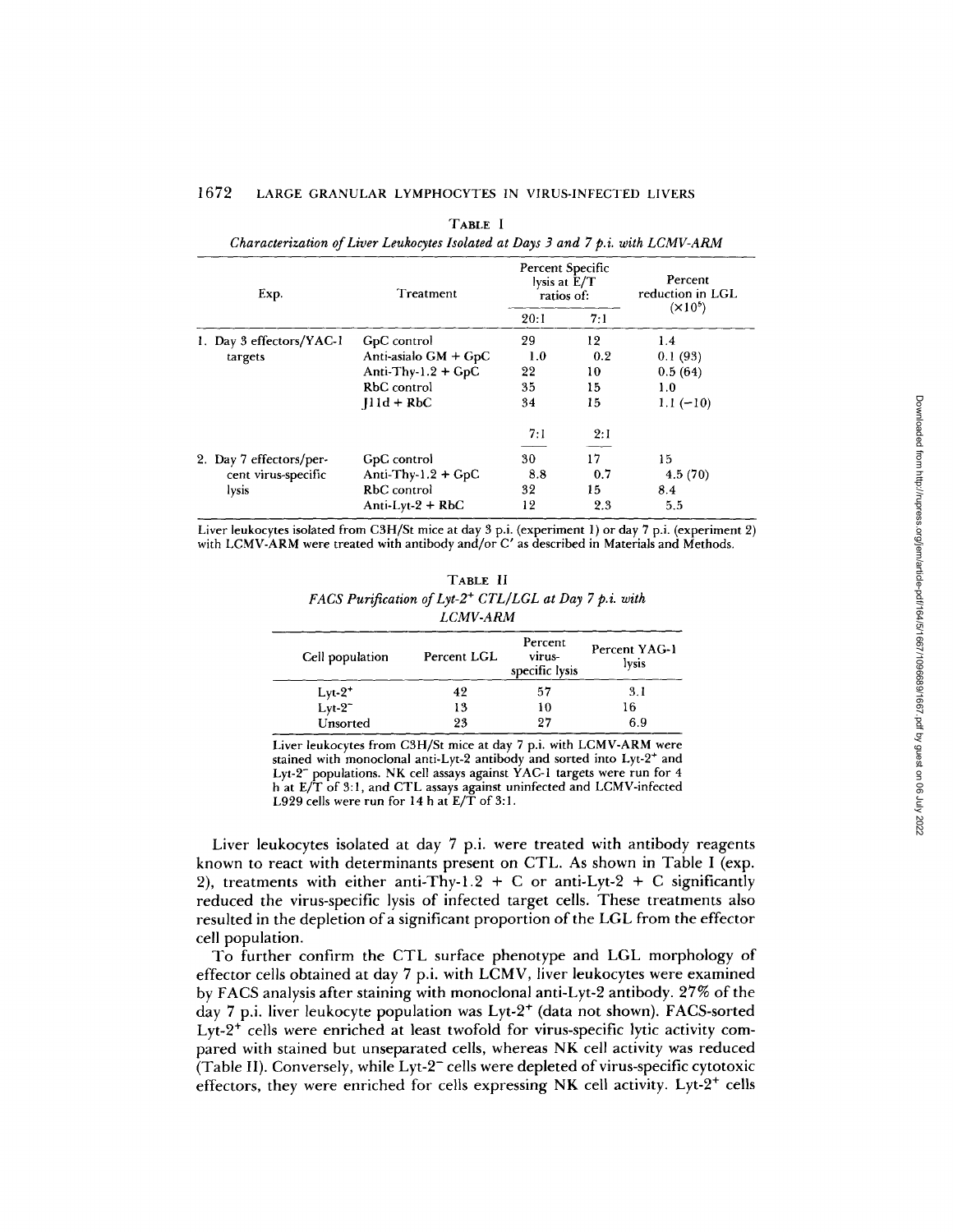**TABLE I**

*Characterization of Liver Leukocytes Isolated at Days 3 and 7 p.i. with LCMV-ARM*

| Exp. | Treatment | Percent Specific lysis at E/T ratios of: | | Percent reduction in LGL ($\times 10^5$) |
|---|---|---|---|---|
| | | 20:1 | 7:1 | |
| 1. Day 3 effectors/YAC-1 targets | GpC control | 29 | 12 | 1.4 |
| | Anti-asialo GM + GpC | 1.0 | 0.2 | 0.1 (93) |
| | Anti-Thy-1.2 + GpC | 22 | 10 | 0.5 (64) |
| | RbC control | 35 | 15 | 1.0 |
| | J11d + RbC | 34 | 15 | 1.1 (−10) |
| | | 7:1 | 2:1 | |
| 2. Day 7 effectors/percent virus-specific lysis | GpC control | 30 | 17 | 15 |
| | Anti-Thy-1.2 + GpC | 8.8 | 0.7 | 4.5 (70) |
| | RbC control | 32 | 15 | 8.4 |
| | Anti-Lyt-2 + RbC | 12 | 2.3 | 5.5 |

Liver leukocytes isolated from C3H/St mice at day 3 p.i. (experiment 1) or day 7 p.i. (experiment 2) with LCMV-ARM were treated with antibody and/or C′ as described in Materials and Methods.

**TABLE II**

*FACS Purification of Lyt-2$^+$ CTL/LGL at Day 7 p.i. with LCMV-ARM*

| Cell population | Percent LGL | Percent virus-specific lysis | Percent YAC-1 lysis |
|---|---|---|---|
| Lyt-2$^+$ | 42 | 57 | 3.1 |
| Lyt-2$^-$ | 13 | 10 | 16 |
| Unsorted | 23 | 27 | 6.9 |

Liver leukocytes from C3H/St mice at day 7 p.i. with LCMV-ARM were stained with monoclonal anti-Lyt-2 antibody and sorted into Lyt-2$^+$ and Lyt-2$^-$ populations. NK cell assays against YAC-1 targets were run for 4 h at E/T of 3:1, and CTL assays against uninfected and LCMV-infected L929 cells were run for 14 h at E/T of 3:1.

Liver leukocytes isolated at day 7 p.i. were treated with antibody reagents known to react with determinants present on CTL. As shown in Table I (exp. 2), treatments with either anti-Thy-1.2 + C or anti-Lyt-2 + C significantly reduced the virus-specific lysis of infected target cells. These treatments also resulted in the depletion of a significant proportion of the LGL from the effector cell population.

To further confirm the CTL surface phenotype and LGL morphology of effector cells obtained at day 7 p.i. with LCMV, liver leukocytes were examined by FACS analysis after staining with monoclonal anti-Lyt-2 antibody. 27% of the day 7 p.i. liver leukocyte population was Lyt-2$^+$ (data not shown). FACS-sorted Lyt-2$^+$ cells were enriched at least twofold for virus-specific lytic activity compared with stained but unseparated cells, whereas NK cell activity was reduced (Table II). Conversely, while Lyt-2$^-$ cells were depleted of virus-specific cytotoxic effectors, they were enriched for cells expressing NK cell activity. Lyt-2$^+$ cells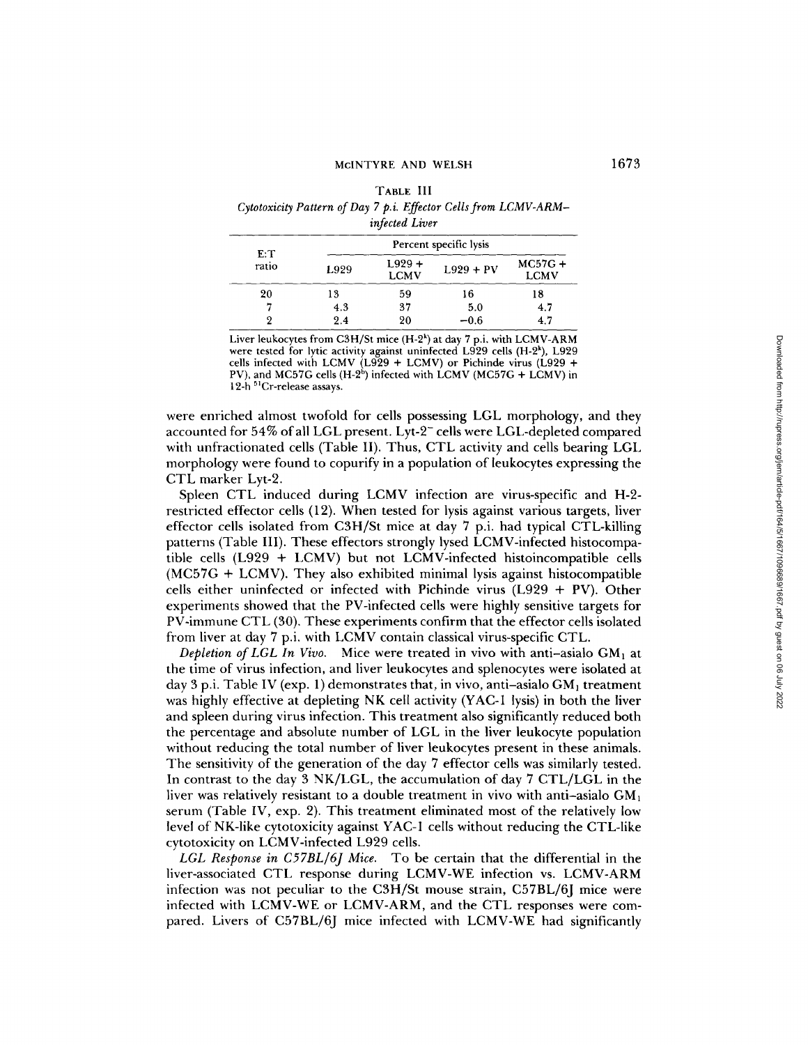TABLE III

*Cytotoxicity Pattern of Day 7 p.i. Effector Cells from LCMV-ARM–infected Liver*

| E:T ratio | Percent specific lysis | | | |
|---|---|---|---|---|
| | L929 | L929 + LCMV | L929 + PV | MC57G + LCMV |
| 20 | 13 | 59 | 16 | 18 |
| 7 | 4.3 | 37 | 5.0 | 4.7 |
| 2 | 2.4 | 20 | −0.6 | 4.7 |

Liver leukocytes from C3H/St mice (H-$2^k$) at day 7 p.i. with LCMV-ARM were tested for lytic activity against uninfected L929 cells (H-$2^k$), L929 cells infected with LCMV (L929 + LCMV) or Pichinde virus (L929 + PV), and MC57G cells (H-$2^b$) infected with LCMV (MC57G + LCMV) in 12-h $^{51}$Cr-release assays.

were enriched almost twofold for cells possessing LGL morphology, and they accounted for 54% of all LGL present. Lyt-$2^-$ cells were LGL-depleted compared with unfractionated cells (Table II). Thus, CTL activity and cells bearing LGL morphology were found to copurify in a population of leukocytes expressing the CTL marker Lyt-2.

Spleen CTL induced during LCMV infection are virus-specific and H-2-restricted effector cells (12). When tested for lysis against various targets, liver effector cells isolated from C3H/St mice at day 7 p.i. had typical CTL-killing patterns (Table III). These effectors strongly lysed LCMV-infected histocompatible cells (L929 + LCMV) but not LCMV-infected histoincompatible cells (MC57G + LCMV). They also exhibited minimal lysis against histocompatible cells either uninfected or infected with Pichinde virus (L929 + PV). Other experiments showed that the PV-infected cells were highly sensitive targets for PV-immune CTL (30). These experiments confirm that the effector cells isolated from liver at day 7 p.i. with LCMV contain classical virus-specific CTL.

*Depletion of LGL In Vivo.* Mice were treated in vivo with anti–asialo $GM_1$ at the time of virus infection, and liver leukocytes and splenocytes were isolated at day 3 p.i. Table IV (exp. 1) demonstrates that, in vivo, anti–asialo $GM_1$ treatment was highly effective at depleting NK cell activity (YAC-1 lysis) in both the liver and spleen during virus infection. This treatment also significantly reduced both the percentage and absolute number of LGL in the liver leukocyte population without reducing the total number of liver leukocytes present in these animals. The sensitivity of the generation of the day 7 effector cells was similarly tested. In contrast to the day 3 NK/LGL, the accumulation of day 7 CTL/LGL in the liver was relatively resistant to a double treatment in vivo with anti–asialo $GM_1$ serum (Table IV, exp. 2). This treatment eliminated most of the relatively low level of NK-like cytotoxicity against YAC-1 cells without reducing the CTL-like cytotoxicity on LCMV-infected L929 cells.

*LGL Response in C57BL/6J Mice.* To be certain that the differential in the liver-associated CTL response during LCMV-WE infection vs. LCMV-ARM infection was not peculiar to the C3H/St mouse strain, C57BL/6J mice were infected with LCMV-WE or LCMV-ARM, and the CTL responses were compared. Livers of C57BL/6J mice infected with LCMV-WE had significantly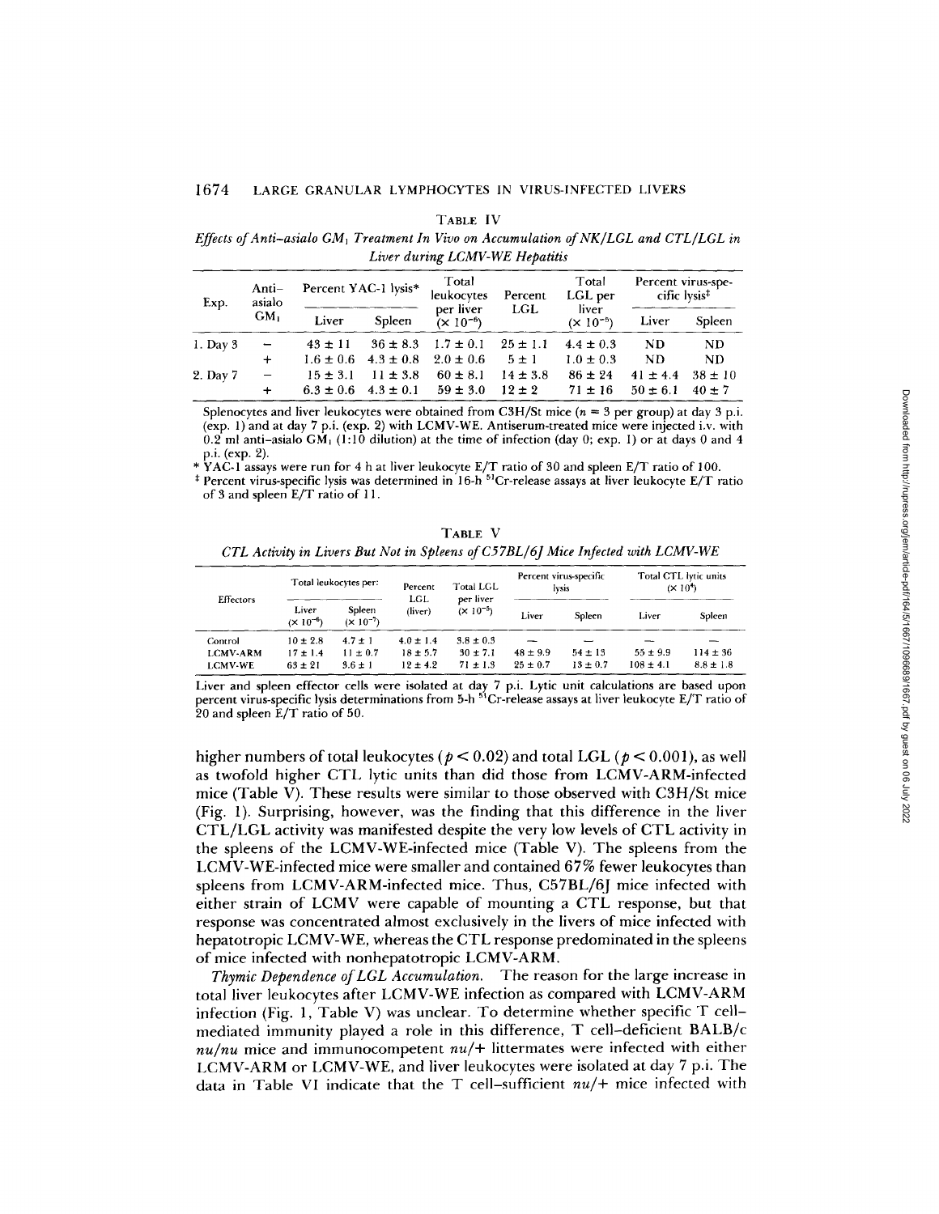TABLE IV

*Effects of Anti–asialo $GM_1$ Treatment In Vivo on Accumulation of NK/LGL and CTL/LGL in Liver during LCMV-WE Hepatitis*

| Exp. | Anti–asialo $GM_1$ | Percent YAC-1 lysis* | | Total leukocytes per liver ($\times 10^{-6}$) | Percent LGL | Total LGL per liver ($\times 10^{-5}$) | Percent virus-specific lysis‡ | |
|---|---|---|---|---|---|---|---|---|
| | | Liver | Spleen | | | | Liver | Spleen |
| 1. Day 3 | − | 43 ± 11 | 36 ± 8.3 | 1.7 ± 0.1 | 25 ± 1.1 | 4.4 ± 0.3 | ND | ND |
| | + | 1.6 ± 0.6 | 4.3 ± 0.8 | 2.0 ± 0.6 | 5 ± 1 | 1.0 ± 0.3 | ND | ND |
| 2. Day 7 | − | 15 ± 3.1 | 11 ± 3.8 | 60 ± 8.1 | 14 ± 3.8 | 86 ± 24 | 41 ± 4.4 | 38 ± 10 |
| | + | 6.3 ± 0.6 | 4.3 ± 0.1 | 59 ± 3.0 | 12 ± 2 | 71 ± 16 | 50 ± 6.1 | 40 ± 7 |

Splenocytes and liver leukocytes were obtained from C3H/St mice ($n = 3$ per group) at day 3 p.i. (exp. 1) and at day 7 p.i. (exp. 2) with LCMV-WE. Antiserum-treated mice were injected i.v. with 0.2 ml anti–asialo $GM_1$ (1:10 dilution) at the time of infection (day 0; exp. 1) or at days 0 and 4 p.i. (exp. 2).

\* YAC-1 assays were run for 4 h at liver leukocyte E/T ratio of 30 and spleen E/T ratio of 100.

‡ Percent virus-specific lysis was determined in 16-h $^{51}$Cr-release assays at liver leukocyte E/T ratio of 3 and spleen E/T ratio of 11.

TABLE V

*CTL Activity in Livers But Not in Spleens of C57BL/6J Mice Infected with LCMV-WE*

| Effectors | Total leukocytes per: | | Percent LGL (liver) | Total LGL per liver ($\times 10^{-5}$) | Percent virus-specific lysis | | Total CTL lytic units ($\times 10^{4}$) | |
|---|---|---|---|---|---|---|---|---|
| | Liver ($\times 10^{-6}$) | Spleen ($\times 10^{-7}$) | | | Liver | Spleen | Liver | Spleen |
| Control | 10 ± 2.8 | 4.7 ± 1 | 4.0 ± 1.4 | 3.8 ± 0.3 | — | — | — | — |
| LCMV-ARM | 17 ± 1.4 | 11 ± 0.7 | 18 ± 5.7 | 30 ± 7.1 | 48 ± 9.9 | 54 ± 13 | 55 ± 9.9 | 114 ± 36 |
| LCMV-WE | 63 ± 21 | 3.6 ± 1 | 12 ± 4.2 | 71 ± 1.3 | 25 ± 0.7 | 13 ± 0.7 | 108 ± 4.1 | 8.8 ± 1.8 |

Liver and spleen effector cells were isolated at day 7 p.i. Lytic unit calculations are based upon percent virus-specific lysis determinations from 5-h $^{51}$Cr-release assays at liver leukocyte E/T ratio of 20 and spleen E/T ratio of 50.

higher numbers of total leukocytes ($p < 0.02$) and total LGL ($p < 0.001$), as well as twofold higher CTL lytic units than did those from LCMV-ARM-infected mice (Table V). These results were similar to those observed with C3H/St mice (Fig. 1). Surprising, however, was the finding that this difference in the liver CTL/LGL activity was manifested despite the very low levels of CTL activity in the spleens of the LCMV-WE-infected mice (Table V). The spleens from the LCMV-WE-infected mice were smaller and contained 67% fewer leukocytes than spleens from LCMV-ARM-infected mice. Thus, C57BL/6J mice infected with either strain of LCMV were capable of mounting a CTL response, but that response was concentrated almost exclusively in the livers of mice infected with hepatotropic LCMV-WE, whereas the CTL response predominated in the spleens of mice infected with nonhepatotropic LCMV-ARM.

*Thymic Dependence of LGL Accumulation.* The reason for the large increase in total liver leukocytes after LCMV-WE infection as compared with LCMV-ARM infection (Fig. 1, Table V) was unclear. To determine whether specific T cell–mediated immunity played a role in this difference, T cell–deficient BALB/c *nu/nu* mice and immunocompetent *nu/+* littermates were infected with either LCMV-ARM or LCMV-WE, and liver leukocytes were isolated at day 7 p.i. The data in Table VI indicate that the T cell–sufficient *nu/+* mice infected with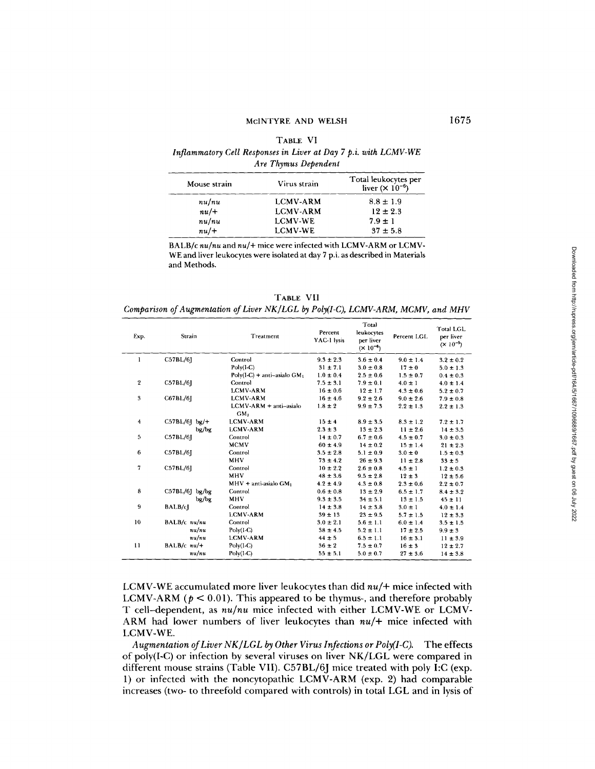TABLE VI

*Inflammatory Cell Responses in Liver at Day 7 p.i. with LCMV-WE Are Thymus Dependent*

| Mouse strain | Virus strain | Total leukocytes per liver ($\times 10^{-6}$) |
|---|---|---|
| *nu/nu* | LCMV-ARM | 8.8 ± 1.9 |
| *nu/+* | LCMV-ARM | 12 ± 2.3 |
| *nu/nu* | LCMV-WE | 7.9 ± 1 |
| *nu/+* | LCMV-WE | 37 ± 5.8 |

BALB/c *nu/nu* and *nu/+* mice were infected with LCMV-ARM or LCMV-WE and liver leukocytes were isolated at day 7 p.i. as described in Materials and Methods.

TABLE VII

*Comparison of Augmentation of Liver NK/LGL by Poly(I-C), LCMV-ARM, MCMV, and MHV*

| Exp. | Strain | Treatment | Percent YAC-1 lysis | Total leukocytes per liver ($\times 10^{-6}$) | Percent LGL | Total LGL per liver ($\times 10^{-5}$) |
|---|---|---|---|---|---|---|
| 1 | C57BL/6J | Control | 9.3 ± 2.3 | 3.6 ± 0.4 | 9.0 ± 1.4 | 3.2 ± 0.2 |
| | | Poly(I-C) | 31 ± 7.1 | 3.0 ± 0.8 | 17 ± 0 | 5.0 ± 1.3 |
| | | Poly(I-C) + anti-asialo $GM_1$ | 1.0 ± 0.4 | 2.5 ± 0.6 | 1.5 ± 0.7 | 0.4 ± 0.3 |
| 2 | C57BL/6J | Control | 7.5 ± 3.1 | 7.9 ± 0.1 | 4.0 ± 1 | 4.0 ± 1.4 |
| | | LCMV-ARM | 16 ± 0.6 | 12 ± 1.7 | 4.3 ± 0.6 | 5.2 ± 0.7 |
| 3 | C67BL/6J | LCMV-ARM | 16 ± 4.6 | 9.2 ± 2.6 | 9.0 ± 2.6 | 7.9 ± 0.8 |
| | | LCMV-ARM + anti-asialo $GM_1$ | 1.8 ± 2 | 9.9 ± 7.3 | 2.2 ± 1.3 | 2.2 ± 1.3 |
| 4 | C57BL/6J bg/+ | LCMV-ARM | 15 ± 4 | 8.9 ± 3.5 | 8.3 ± 1.2 | 7.2 ± 1.7 |
| | bg/bg | LCMV-ARM | 2.3 ± 3 | 13 ± 2.3 | 11 ± 2.6 | 14 ± 3.5 |
| 5 | C57BL/6J | Control | 14 ± 0.7 | 6.7 ± 0.6 | 4.5 ± 0.7 | 3.0 ± 0.3 |
| | | MCMV | 60 ± 4.9 | 14 ± 0.2 | 15 ± 1.4 | 21 ± 2.3 |
| 6 | C57BL/6J | Control | 3.5 ± 2.8 | 5.1 ± 0.9 | 3.0 ± 0 | 1.5 ± 0.3 |
| | | MHV | 73 ± 4.2 | 26 ± 9.3 | 11 ± 2.8 | 33 ± 5 |
| 7 | C57BL/6J | Control | 10 ± 2.2 | 2.6 ± 0.8 | 4.5 ± 1 | 1.2 ± 0.3 |
| | | MHV | 48 ± 3.6 | 9.5 ± 2.8 | 12 ± 3 | 12 ± 5.6 |
| | | MHV + anti-asialo $GM_1$ | 4.2 ± 4.9 | 4.3 ± 0.8 | 2.3 ± 0.6 | 2.2 ± 0.7 |
| 8 | C57BL/6J bg/bg | Control | 0.6 ± 0.8 | 13 ± 2.9 | 6.5 ± 1.7 | 8.4 ± 3.2 |
| | bg/bg | MHV | 9.3 ± 3.5 | 34 ± 5.1 | 13 ± 1.5 | 45 ± 11 |
| 9 | BALB/cJ | Control | 14 ± 3.8 | 14 ± 3.8 | 3.0 ± 1 | 4.0 ± 1.4 |
| | | LCMV-ARM | 39 ± 13 | 23 ± 9.5 | 5.7 ± 1.5 | 12 ± 3.3 |
| 10 | BALB/c *nu/nu* | Control | 3.0 ± 2.1 | 5.6 ± 1.1 | 6.0 ± 1.4 | 3.5 ± 1.5 |
| | *nu/nu* | Poly(I-C) | 38 ± 4.5 | 5.2 ± 1.1 | 17 ± 2.5 | 9.9 ± 3 |
| | *nu/nu* | LCMV-ARM | 44 ± 5 | 6.5 ± 1.1 | 16 ± 3.1 | 11 ± 3.9 |
| 11 | BALB/c *nu/+* | Poly(I-C) | 36 ± 2 | 7.5 ± 0.7 | 16 ± 3 | 12 ± 2.7 |
| | *nu/nu* | Poly(I-C) | 55 ± 5.1 | 5.0 ± 0.7 | 27 ± 3.6 | 14 ± 3.8 |

LCMV-WE accumulated more liver leukocytes than did *nu/+* mice infected with LCMV-ARM ($p < 0.01$). This appeared to be thymus-, and therefore probably T cell-dependent, as *nu/nu* mice infected with either LCMV-WE or LCMV-ARM had lower numbers of liver leukocytes than *nu/+* mice infected with LCMV-WE.

*Augmentation of Liver NK/LGL by Other Virus Infections or Poly(I-C).* The effects of poly(I-C) or infection by several viruses on liver NK/LGL were compared in different mouse strains (Table VII). C57BL/6J mice treated with poly I:C (exp. 1) or infected with the noncytopathic LCMV-ARM (exp. 2) had comparable increases (two- to threefold compared with controls) in total LGL and in lysis of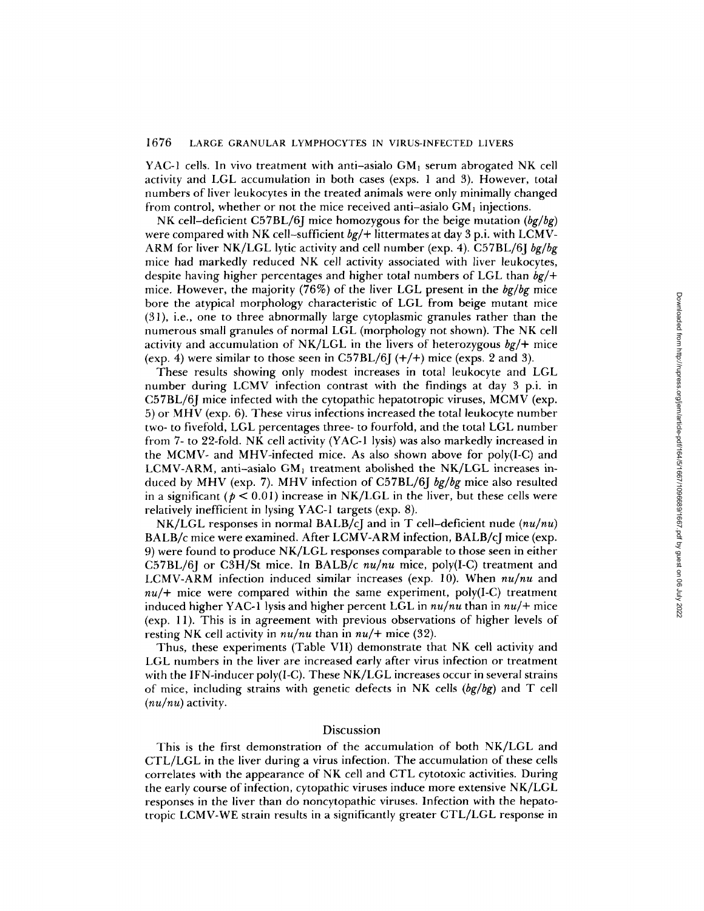YAC-1 cells. In vivo treatment with anti–asialo $GM_1$ serum abrogated NK cell activity and LGL accumulation in both cases (exps. 1 and 3). However, total numbers of liver leukocytes in the treated animals were only minimally changed from control, whether or not the mice received anti–asialo $GM_1$ injections.

NK cell–deficient C57BL/6J mice homozygous for the beige mutation (*bg/bg*) were compared with NK cell–sufficient *bg/+* littermates at day 3 p.i. with LCMV-ARM for liver NK/LGL lytic activity and cell number (exp. 4). C57BL/6J *bg/bg* mice had markedly reduced NK cell activity associated with liver leukocytes, despite having higher percentages and higher total numbers of LGL than *bg/+* mice. However, the majority (76%) of the liver LGL present in the *bg/bg* mice bore the atypical morphology characteristic of LGL from beige mutant mice (31), i.e., one to three abnormally large cytoplasmic granules rather than the numerous small granules of normal LGL (morphology not shown). The NK cell activity and accumulation of NK/LGL in the livers of heterozygous *bg/+* mice (exp. 4) were similar to those seen in C57BL/6J (+/+) mice (exps. 2 and 3).

These results showing only modest increases in total leukocyte and LGL number during LCMV infection contrast with the findings at day 3 p.i. in C57BL/6J mice infected with the cytopathic hepatotropic viruses, MCMV (exp. 5) or MHV (exp. 6). These virus infections increased the total leukocyte number two- to fivefold, LGL percentages three- to fourfold, and the total LGL number from 7- to 22-fold. NK cell activity (YAC-1 lysis) was also markedly increased in the MCMV- and MHV-infected mice. As also shown above for poly(I-C) and LCMV-ARM, anti–asialo $GM_1$ treatment abolished the NK/LGL increases induced by MHV (exp. 7). MHV infection of C57BL/6J *bg/bg* mice also resulted in a significant ($p < 0.01$) increase in NK/LGL in the liver, but these cells were relatively inefficient in lysing YAC-1 targets (exp. 8).

NK/LGL responses in normal BALB/cJ and in T cell–deficient nude (*nu/nu*) BALB/c mice were examined. After LCMV-ARM infection, BALB/cJ mice (exp. 9) were found to produce NK/LGL responses comparable to those seen in either C57BL/6J or C3H/St mice. In BALB/c *nu/nu* mice, poly(I-C) treatment and LCMV-ARM infection induced similar increases (exp. 10). When *nu/nu* and *nu/+* mice were compared within the same experiment, poly(I-C) treatment induced higher YAC-1 lysis and higher percent LGL in *nu/nu* than in *nu/+* mice (exp. 11). This is in agreement with previous observations of higher levels of resting NK cell activity in *nu/nu* than in *nu/+* mice (32).

Thus, these experiments (Table VII) demonstrate that NK cell activity and LGL numbers in the liver are increased early after virus infection or treatment with the IFN-inducer poly(I-C). These NK/LGL increases occur in several strains of mice, including strains with genetic defects in NK cells (*bg/bg*) and T cell (*nu/nu*) activity.

## Discussion

This is the first demonstration of the accumulation of both NK/LGL and CTL/LGL in the liver during a virus infection. The accumulation of these cells correlates with the appearance of NK cell and CTL cytotoxic activities. During the early course of infection, cytopathic viruses induce more extensive NK/LGL responses in the liver than do noncytopathic viruses. Infection with the hepatotropic LCMV-WE strain results in a significantly greater CTL/LGL response in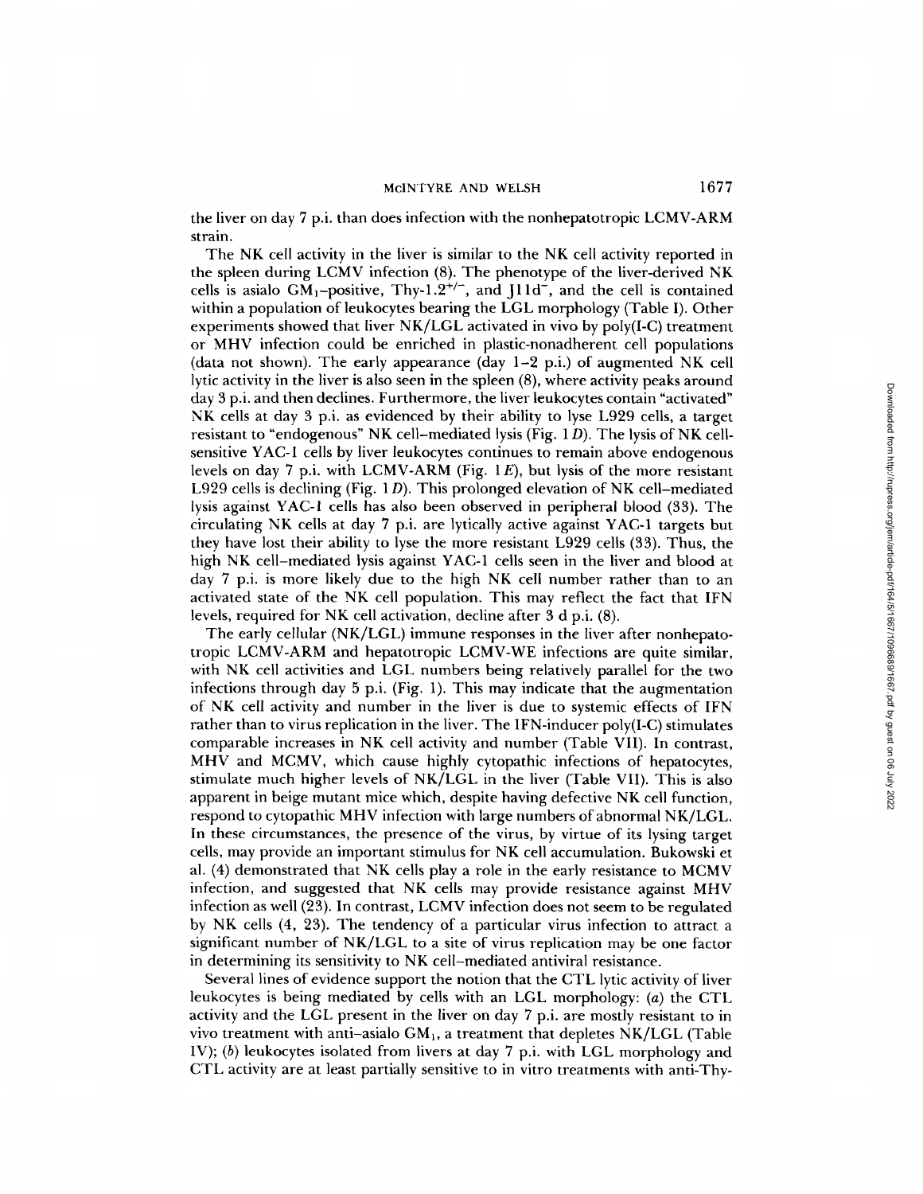the liver on day 7 p.i. than does infection with the nonhepatotropic LCMV-ARM strain.

The NK cell activity in the liver is similar to the NK cell activity reported in the spleen during LCMV infection (8). The phenotype of the liver-derived NK cells is asialo $GM_1$–positive, Thy-$1.2^{+/-}$, and J11d$^-$, and the cell is contained within a population of leukocytes bearing the LGL morphology (Table I). Other experiments showed that liver NK/LGL activated in vivo by poly(I-C) treatment or MHV infection could be enriched in plastic-nonadherent cell populations (data not shown). The early appearance (day 1–2 p.i.) of augmented NK cell lytic activity in the liver is also seen in the spleen (8), where activity peaks around day 3 p.i. and then declines. Furthermore, the liver leukocytes contain "activated" NK cells at day 3 p.i. as evidenced by their ability to lyse L929 cells, a target resistant to "endogenous" NK cell–mediated lysis (Fig. 1 *D*). The lysis of NK cell-sensitive YAC-1 cells by liver leukocytes continues to remain above endogenous levels on day 7 p.i. with LCMV-ARM (Fig. 1 *E*), but lysis of the more resistant L929 cells is declining (Fig. 1 *D*). This prolonged elevation of NK cell–mediated lysis against YAC-1 cells has also been observed in peripheral blood (33). The circulating NK cells at day 7 p.i. are lytically active against YAC-1 targets but they have lost their ability to lyse the more resistant L929 cells (33). Thus, the high NK cell–mediated lysis against YAC-1 cells seen in the liver and blood at day 7 p.i. is more likely due to the high NK cell number rather than to an activated state of the NK cell population. This may reflect the fact that IFN levels, required for NK cell activation, decline after 3 d p.i. (8).

The early cellular (NK/LGL) immune responses in the liver after nonhepatotropic LCMV-ARM and hepatotropic LCMV-WE infections are quite similar, with NK cell activities and LGL numbers being relatively parallel for the two infections through day 5 p.i. (Fig. 1). This may indicate that the augmentation of NK cell activity and number in the liver is due to systemic effects of IFN rather than to virus replication in the liver. The IFN-inducer poly(I-C) stimulates comparable increases in NK cell activity and number (Table VII). In contrast, MHV and MCMV, which cause highly cytopathic infections of hepatocytes, stimulate much higher levels of NK/LGL in the liver (Table VII). This is also apparent in beige mutant mice which, despite having defective NK cell function, respond to cytopathic MHV infection with large numbers of abnormal NK/LGL. In these circumstances, the presence of the virus, by virtue of its lysing target cells, may provide an important stimulus for NK cell accumulation. Bukowski et al. (4) demonstrated that NK cells play a role in the early resistance to MCMV infection, and suggested that NK cells may provide resistance against MHV infection as well (23). In contrast, LCMV infection does not seem to be regulated by NK cells (4, 23). The tendency of a particular virus infection to attract a significant number of NK/LGL to a site of virus replication may be one factor in determining its sensitivity to NK cell–mediated antiviral resistance.

Several lines of evidence support the notion that the CTL lytic activity of liver leukocytes is being mediated by cells with an LGL morphology: (*a*) the CTL activity and the LGL present in the liver on day 7 p.i. are mostly resistant to in vivo treatment with anti-asialo $GM_1$, a treatment that depletes NK/LGL (Table IV); (*b*) leukocytes isolated from livers at day 7 p.i. with LGL morphology and CTL activity are at least partially sensitive to in vitro treatments with anti-Thy-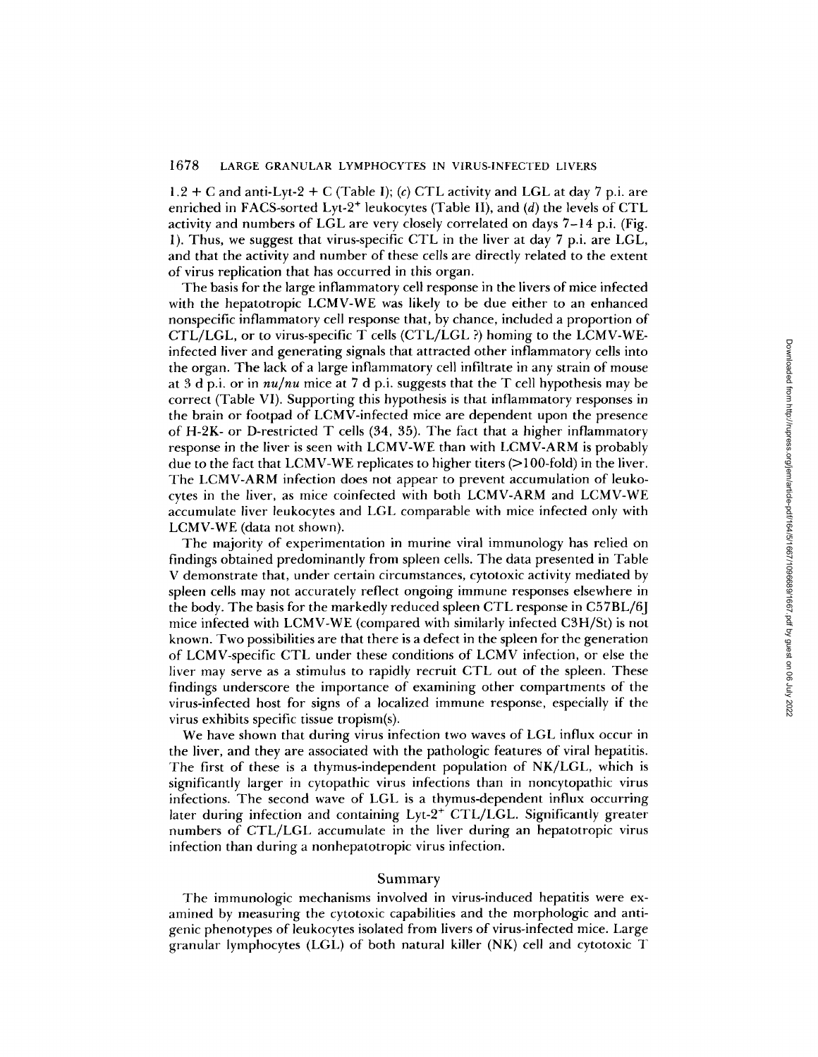1.2 + C and anti-Lyt-2 + C (Table I); (*c*) CTL activity and LGL at day 7 p.i. are enriched in FACS-sorted Lyt-2$^+$ leukocytes (Table II), and (*d*) the levels of CTL activity and numbers of LGL are very closely correlated on days 7–14 p.i. (Fig. 1). Thus, we suggest that virus-specific CTL in the liver at day 7 p.i. are LGL, and that the activity and number of these cells are directly related to the extent of virus replication that has occurred in this organ.

The basis for the large inflammatory cell response in the livers of mice infected with the hepatotropic LCMV-WE was likely to be due either to an enhanced nonspecific inflammatory cell response that, by chance, included a proportion of CTL/LGL, or to virus-specific T cells (CTL/LGL ?) homing to the LCMV-WE-infected liver and generating signals that attracted other inflammatory cells into the organ. The lack of a large inflammatory cell infiltrate in any strain of mouse at 3 d p.i. or in *nu/nu* mice at 7 d p.i. suggests that the T cell hypothesis may be correct (Table VI). Supporting this hypothesis is that inflammatory responses in the brain or footpad of LCMV-infected mice are dependent upon the presence of H-2K- or D-restricted T cells (34, 35). The fact that a higher inflammatory response in the liver is seen with LCMV-WE than with LCMV-ARM is probably due to the fact that LCMV-WE replicates to higher titers (>100-fold) in the liver. The LCMV-ARM infection does not appear to prevent accumulation of leukocytes in the liver, as mice coinfected with both LCMV-ARM and LCMV-WE accumulate liver leukocytes and LGL comparable with mice infected only with LCMV-WE (data not shown).

The majority of experimentation in murine viral immunology has relied on findings obtained predominantly from spleen cells. The data presented in Table V demonstrate that, under certain circumstances, cytotoxic activity mediated by spleen cells may not accurately reflect ongoing immune responses elsewhere in the body. The basis for the markedly reduced spleen CTL response in C57BL/6J mice infected with LCMV-WE (compared with similarly infected C3H/St) is not known. Two possibilities are that there is a defect in the spleen for the generation of LCMV-specific CTL under these conditions of LCMV infection, or else the liver may serve as a stimulus to rapidly recruit CTL out of the spleen. These findings underscore the importance of examining other compartments of the virus-infected host for signs of a localized immune response, especially if the virus exhibits specific tissue tropism(s).

We have shown that during virus infection two waves of LGL influx occur in the liver, and they are associated with the pathologic features of viral hepatitis. The first of these is a thymus-independent population of NK/LGL, which is significantly larger in cytopathic virus infections than in noncytopathic virus infections. The second wave of LGL is a thymus-dependent influx occurring later during infection and containing Lyt-2$^+$ CTL/LGL. Significantly greater numbers of CTL/LGL accumulate in the liver during an hepatotropic virus infection than during a nonhepatotropic virus infection.

## Summary

The immunologic mechanisms involved in virus-induced hepatitis were examined by measuring the cytotoxic capabilities and the morphologic and antigenic phenotypes of leukocytes isolated from livers of virus-infected mice. Large granular lymphocytes (LGL) of both natural killer (NK) cell and cytotoxic T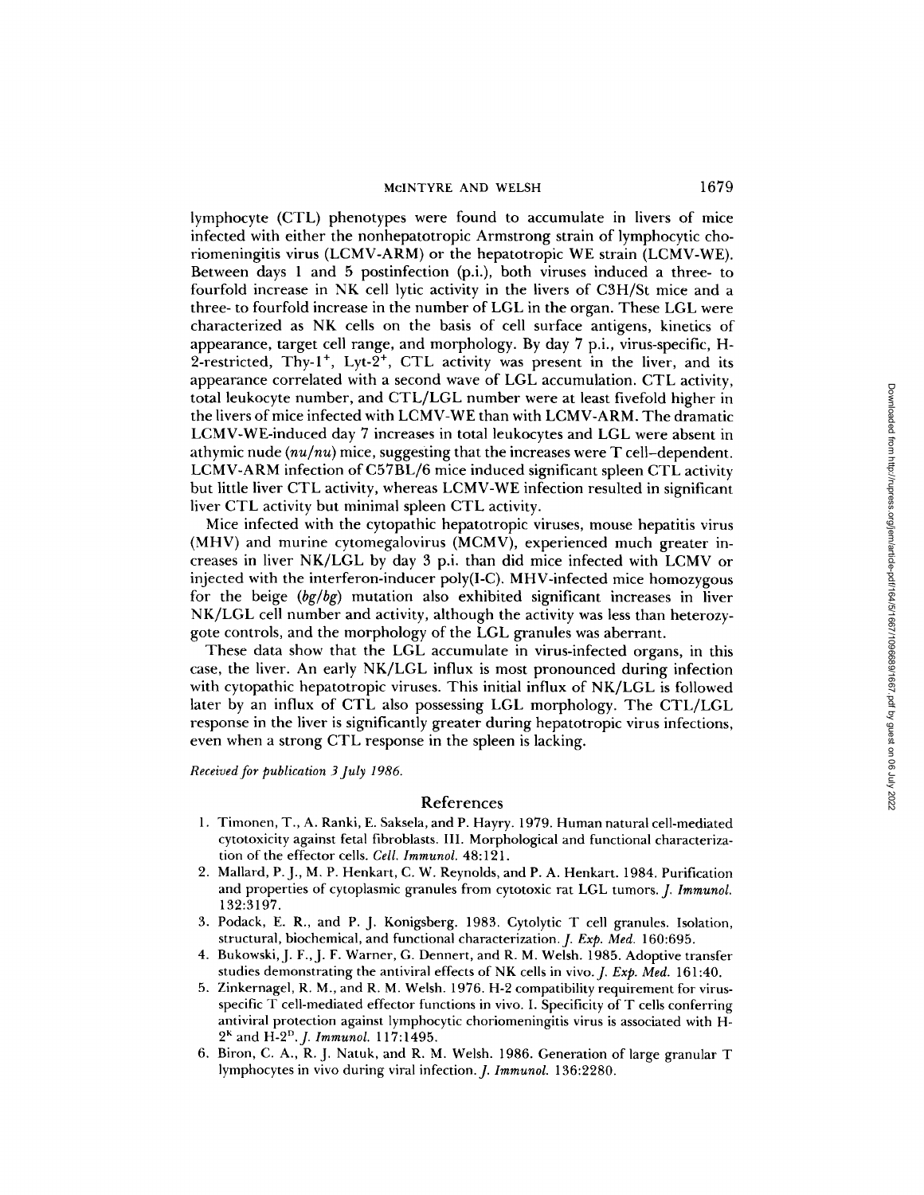lymphocyte (CTL) phenotypes were found to accumulate in livers of mice infected with either the nonhepatotropic Armstrong strain of lymphocytic choriomeningitis virus (LCMV-ARM) or the hepatotropic WE strain (LCMV-WE). Between days 1 and 5 postinfection (p.i.), both viruses induced a three- to fourfold increase in NK cell lytic activity in the livers of C3H/St mice and a three- to fourfold increase in the number of LGL in the organ. These LGL were characterized as NK cells on the basis of cell surface antigens, kinetics of appearance, target cell range, and morphology. By day 7 p.i., virus-specific, H-2-restricted, Thy-$1^+$, Lyt-$2^+$, CTL activity was present in the liver, and its appearance correlated with a second wave of LGL accumulation. CTL activity, total leukocyte number, and CTL/LGL number were at least fivefold higher in the livers of mice infected with LCMV-WE than with LCMV-ARM. The dramatic LCMV-WE-induced day 7 increases in total leukocytes and LGL were absent in athymic nude (*nu/nu*) mice, suggesting that the increases were T cell–dependent. LCMV-ARM infection of C57BL/6 mice induced significant spleen CTL activity but little liver CTL activity, whereas LCMV-WE infection resulted in significant liver CTL activity but minimal spleen CTL activity.

Mice infected with the cytopathic hepatotropic viruses, mouse hepatitis virus (MHV) and murine cytomegalovirus (MCMV), experienced much greater increases in liver NK/LGL by day 3 p.i. than did mice infected with LCMV or injected with the interferon-inducer poly(I-C). MHV-infected mice homozygous for the beige (*bg/bg*) mutation also exhibited significant increases in liver NK/LGL cell number and activity, although the activity was less than heterozygote controls, and the morphology of the LGL granules was aberrant.

These data show that the LGL accumulate in virus-infected organs, in this case, the liver. An early NK/LGL influx is most pronounced during infection with cytopathic hepatotropic viruses. This initial influx of NK/LGL is followed later by an influx of CTL also possessing LGL morphology. The CTL/LGL response in the liver is significantly greater during hepatotropic virus infections, even when a strong CTL response in the spleen is lacking.

*Received for publication 3 July 1986.*

## References

1. Timonen, T., A. Ranki, E. Saksela, and P. Hayry. 1979. Human natural cell-mediated cytotoxicity against fetal fibroblasts. III. Morphological and functional characterization of the effector cells. *Cell. Immunol.* 48:121.
2. Mallard, P. J., M. P. Henkart, C. W. Reynolds, and P. A. Henkart. 1984. Purification and properties of cytoplasmic granules from cytotoxic rat LGL tumors. *J. Immunol.* 132:3197.
3. Podack, E. R., and P. J. Konigsberg. 1983. Cytolytic T cell granules. Isolation, structural, biochemical, and functional characterization. *J. Exp. Med.* 160:695.
4. Bukowski, J. F., J. F. Warner, G. Dennert, and R. M. Welsh. 1985. Adoptive transfer studies demonstrating the antiviral effects of NK cells in vivo. *J. Exp. Med.* 161:40.
5. Zinkernagel, R. M., and R. M. Welsh. 1976. H-2 compatibility requirement for virus-specific T cell-mediated effector functions in vivo. I. Specificity of T cells conferring antiviral protection against lymphocytic choriomeningitis virus is associated with H-$2^K$ and H-$2^D$. *J. Immunol.* 117:1495.
6. Biron, C. A., R. J. Natuk, and R. M. Welsh. 1986. Generation of large granular T lymphocytes in vivo during viral infection. *J. Immunol.* 136:2280.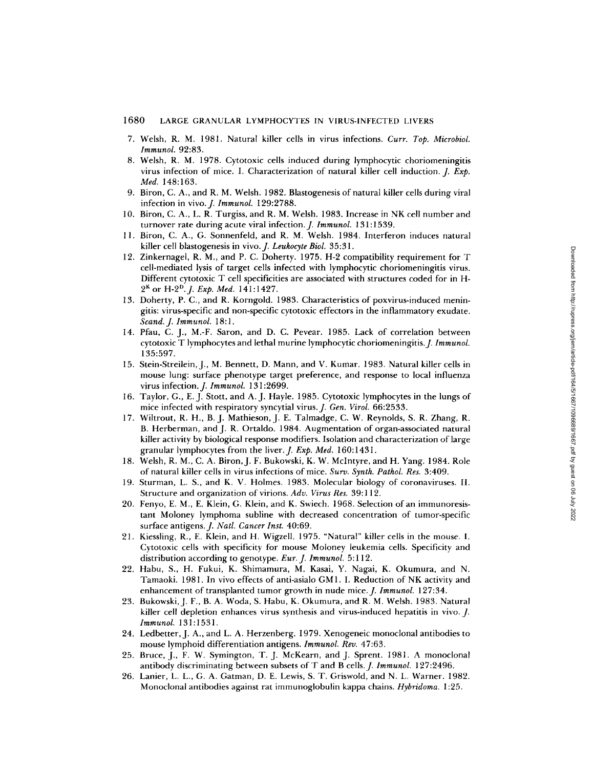7. Welsh, R. M. 1981. Natural killer cells in virus infections. *Curr. Top. Microbiol. Immunol.* 92:83.
8. Welsh, R. M. 1978. Cytotoxic cells induced during lymphocytic choriomeningitis virus infection of mice. I. Characterization of natural killer cell induction. *J. Exp. Med.* 148:163.
9. Biron, C. A., and R. M. Welsh. 1982. Blastogenesis of natural killer cells during viral infection in vivo. *J. Immunol.* 129:2788.
10. Biron, C. A., L. R. Turgiss, and R. M. Welsh. 1983. Increase in NK cell number and turnover rate during acute viral infection. *J. Immunol.* 131:1539.
11. Biron, C. A., G. Sonnenfeld, and R. M. Welsh. 1984. Interferon induces natural killer cell blastogenesis in vivo. *J. Leukocyte Biol.* 35:31.
12. Zinkernagel, R. M., and P. C. Doherty. 1975. H-2 compatibility requirement for T cell-mediated lysis of target cells infected with lymphocytic choriomeningitis virus. Different cytotoxic T cell specificities are associated with structures coded for in H-$2^K$ or H-$2^D$. *J. Exp. Med.* 141:1427.
13. Doherty, P. C., and R. Korngold. 1983. Characteristics of poxvirus-induced meningitis: virus-specific and non-specific cytotoxic effectors in the inflammatory exudate. *Scand. J. Immunol.* 18:1.
14. Pfau, C. J., M.-F. Saron, and D. C. Pevear. 1985. Lack of correlation between cytotoxic T lymphocytes and lethal murine lymphocytic choriomeningitis. *J. Immunol.* 135:597.
15. Stein-Streilein, J., M. Bennett, D. Mann, and V. Kumar. 1983. Natural killer cells in mouse lung: surface phenotype target preference, and response to local influenza virus infection. *J. Immunol.* 131:2699.
16. Taylor, G., E. J. Stott, and A. J. Hayle. 1985. Cytotoxic lymphocytes in the lungs of mice infected with respiratory syncytial virus. *J. Gen. Virol.* 66:2533.
17. Wiltrout, R. H., B. J. Mathieson, J. E. Talmadge, C. W. Reynolds, S. R. Zhang, R. B. Herberman, and J. R. Ortaldo. 1984. Augmentation of organ-associated natural killer activity by biological response modifiers. Isolation and characterization of large granular lymphocytes from the liver. *J. Exp. Med.* 160:1431.
18. Welsh, R. M., C. A. Biron, J. F. Bukowski, K. W. McIntyre, and H. Yang. 1984. Role of natural killer cells in virus infections of mice. *Surv. Synth. Pathol. Res.* 3:409.
19. Sturman, L. S., and K. V. Holmes. 1983. Molecular biology of coronaviruses. II. Structure and organization of virions. *Adv. Virus Res.* 39:112.
20. Fenyo, E. M., E. Klein, G. Klein, and K. Swiech. 1968. Selection of an immunoresistant Moloney lymphoma subline with decreased concentration of tumor-specific surface antigens. *J. Natl. Cancer Inst.* 40:69.
21. Kiessling, R., E. Klein, and H. Wigzell. 1975. "Natural" killer cells in the mouse. I. Cytotoxic cells with specificity for mouse Moloney leukemia cells. Specificity and distribution according to genotype. *Eur. J. Immunol.* 5:112.
22. Habu, S., H. Fukui, K. Shimamura, M. Kasai, Y. Nagai, K. Okumura, and N. Tamaoki. 1981. In vivo effects of anti-asialo GM1. I. Reduction of NK activity and enhancement of transplanted tumor growth in nude mice. *J. Immunol.* 127:34.
23. Bukowski, J. F., B. A. Woda, S. Habu, K. Okumura, and R. M. Welsh. 1983. Natural killer cell depletion enhances virus synthesis and virus-induced hepatitis in vivo. *J. Immunol.* 131:1531.
24. Ledbetter, J. A., and L. A. Herzenberg. 1979. Xenogeneic monoclonal antibodies to mouse lymphoid differentiation antigens. *Immunol. Rev.* 47:63.
25. Bruce, J., F. W. Symington, T. J. McKearn, and J. Sprent. 1981. A monoclonal antibody discriminating between subsets of T and B cells. *J. Immunol.* 127:2496.
26. Lanier, L. L., G. A. Gatman, D. E. Lewis, S. T. Griswold, and N. L. Warner. 1982. Monoclonal antibodies against rat immunoglobulin kappa chains. *Hybridoma.* 1:25.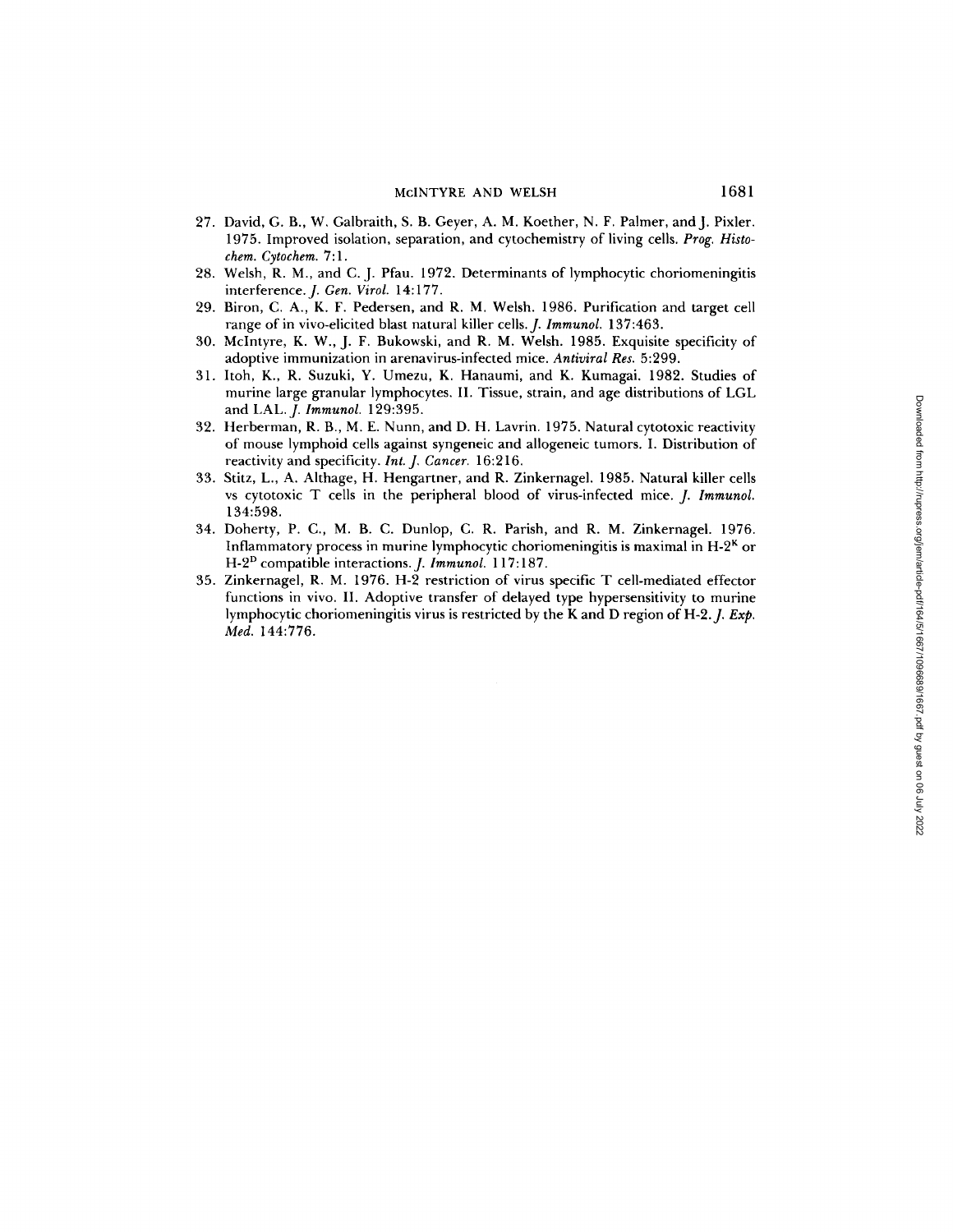27. David, G. B., W. Galbraith, S. B. Geyer, A. M. Koether, N. F. Palmer, and J. Pixler. 1975. Improved isolation, separation, and cytochemistry of living cells. *Prog. Histochem. Cytochem.* 7:1.
28. Welsh, R. M., and C. J. Pfau. 1972. Determinants of lymphocytic choriomeningitis interference. *J. Gen. Virol.* 14:177.
29. Biron, C. A., K. F. Pedersen, and R. M. Welsh. 1986. Purification and target cell range of in vivo-elicited blast natural killer cells. *J. Immunol.* 137:463.
30. McIntyre, K. W., J. F. Bukowski, and R. M. Welsh. 1985. Exquisite specificity of adoptive immunization in arenavirus-infected mice. *Antiviral Res.* 5:299.
31. Itoh, K., R. Suzuki, Y. Umezu, K. Hanaumi, and K. Kumagai. 1982. Studies of murine large granular lymphocytes. II. Tissue, strain, and age distributions of LGL and LAL. *J. Immunol.* 129:395.
32. Herberman, R. B., M. E. Nunn, and D. H. Lavrin. 1975. Natural cytotoxic reactivity of mouse lymphoid cells against syngeneic and allogeneic tumors. I. Distribution of reactivity and specificity. *Int. J. Cancer.* 16:216.
33. Stitz, L., A. Althage, H. Hengartner, and R. Zinkernagel. 1985. Natural killer cells vs cytotoxic T cells in the peripheral blood of virus-infected mice. *J. Immunol.* 134:598.
34. Doherty, P. C., M. B. C. Dunlop, C. R. Parish, and R. M. Zinkernagel. 1976. Inflammatory process in murine lymphocytic choriomeningitis is maximal in H-$2^K$ or H-$2^D$ compatible interactions. *J. Immunol.* 117:187.
35. Zinkernagel, R. M. 1976. H-2 restriction of virus specific T cell-mediated effector functions in vivo. II. Adoptive transfer of delayed type hypersensitivity to murine lymphocytic choriomeningitis virus is restricted by the K and D region of H-2. *J. Exp. Med.* 144:776.